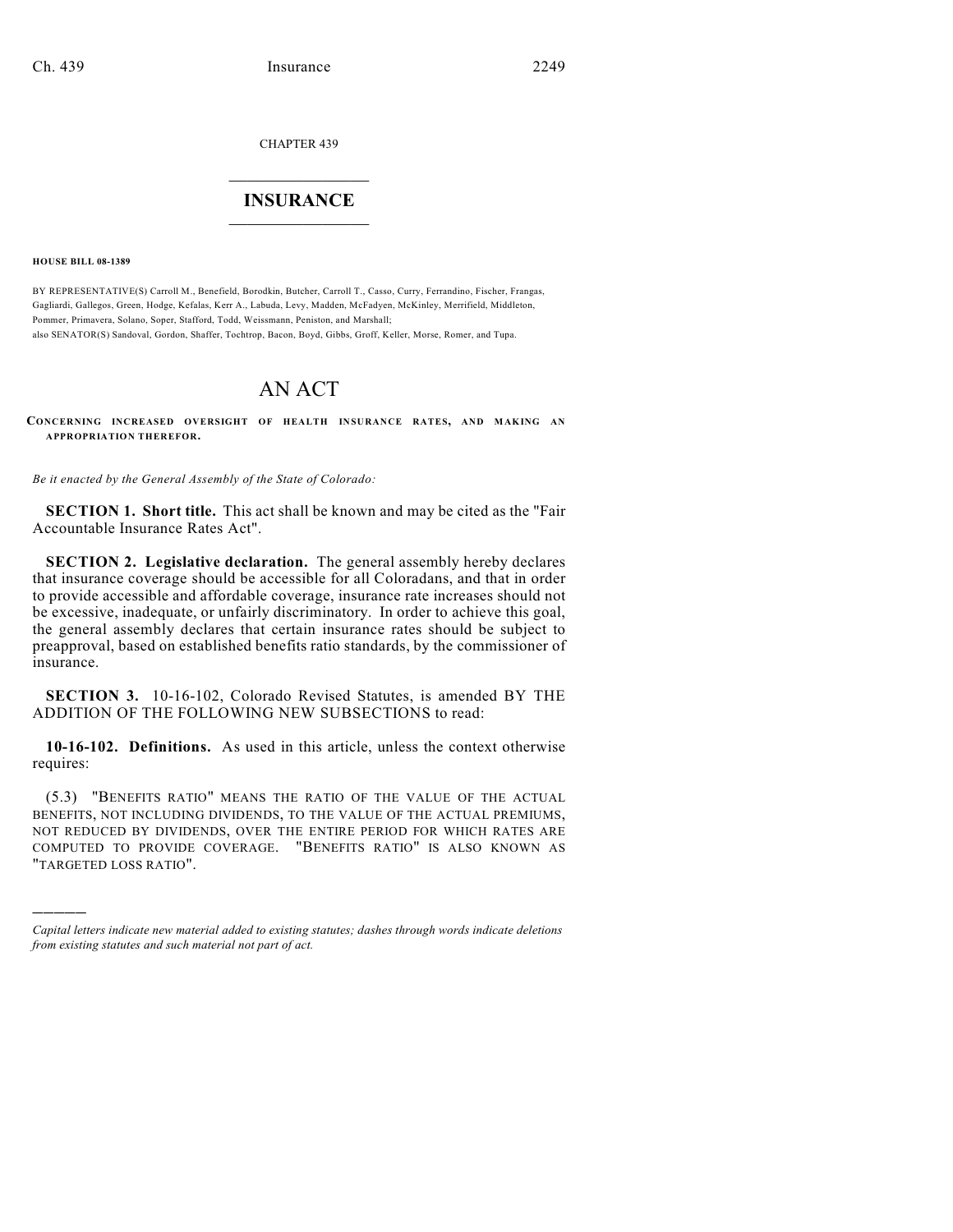CHAPTER 439

# INSURANCE

**HOUSE BILL 08-1389**

BY REPRESENTATIVE(S) Carroll M., Benefield, Borodkin, Butcher, Carroll T., Casso, Curry, Ferrandino, Fischer, Frangas, Gagliardi, Gallegos, Green, Hodge, Kefalas, Kerr A., Labuda, Levy, Madden, McFadyen, McKinley, Merrifield, Middleton, Pommer, Primavera, Solano, Soper, Stafford, Todd, Weissmann, Peniston, and Marshall;
also SENATOR(S) Sandoval, Gordon, Shaffer, Tochtrop, Bacon, Boyd, Gibbs, Groff, Keller, Morse, Romer, and Tupa.

# AN ACT

**CONCERNING INCREASED OVERSIGHT OF HEALTH INSURANCE RATES, AND MAKING AN APPROPRIATION THEREFOR.**

*Be it enacted by the General Assembly of the State of Colorado:*

**SECTION 1. Short title.** This act shall be known and may be cited as the "Fair Accountable Insurance Rates Act".

**SECTION 2. Legislative declaration.** The general assembly hereby declares that insurance coverage should be accessible for all Coloradans, and that in order to provide accessible and affordable coverage, insurance rate increases should not be excessive, inadequate, or unfairly discriminatory. In order to achieve this goal, the general assembly declares that certain insurance rates should be subject to preapproval, based on established benefits ratio standards, by the commissioner of insurance.

**SECTION 3.** 10-16-102, Colorado Revised Statutes, is amended BY THE ADDITION OF THE FOLLOWING NEW SUBSECTIONS to read:

**10-16-102. Definitions.** As used in this article, unless the context otherwise requires:

(5.3) "BENEFITS RATIO" MEANS THE RATIO OF THE VALUE OF THE ACTUAL BENEFITS, NOT INCLUDING DIVIDENDS, TO THE VALUE OF THE ACTUAL PREMIUMS, NOT REDUCED BY DIVIDENDS, OVER THE ENTIRE PERIOD FOR WHICH RATES ARE COMPUTED TO PROVIDE COVERAGE. "BENEFITS RATIO" IS ALSO KNOWN AS "TARGETED LOSS RATIO".

———

*Capital letters indicate new material added to existing statutes; dashes through words indicate deletions from existing statutes and such material not part of act.*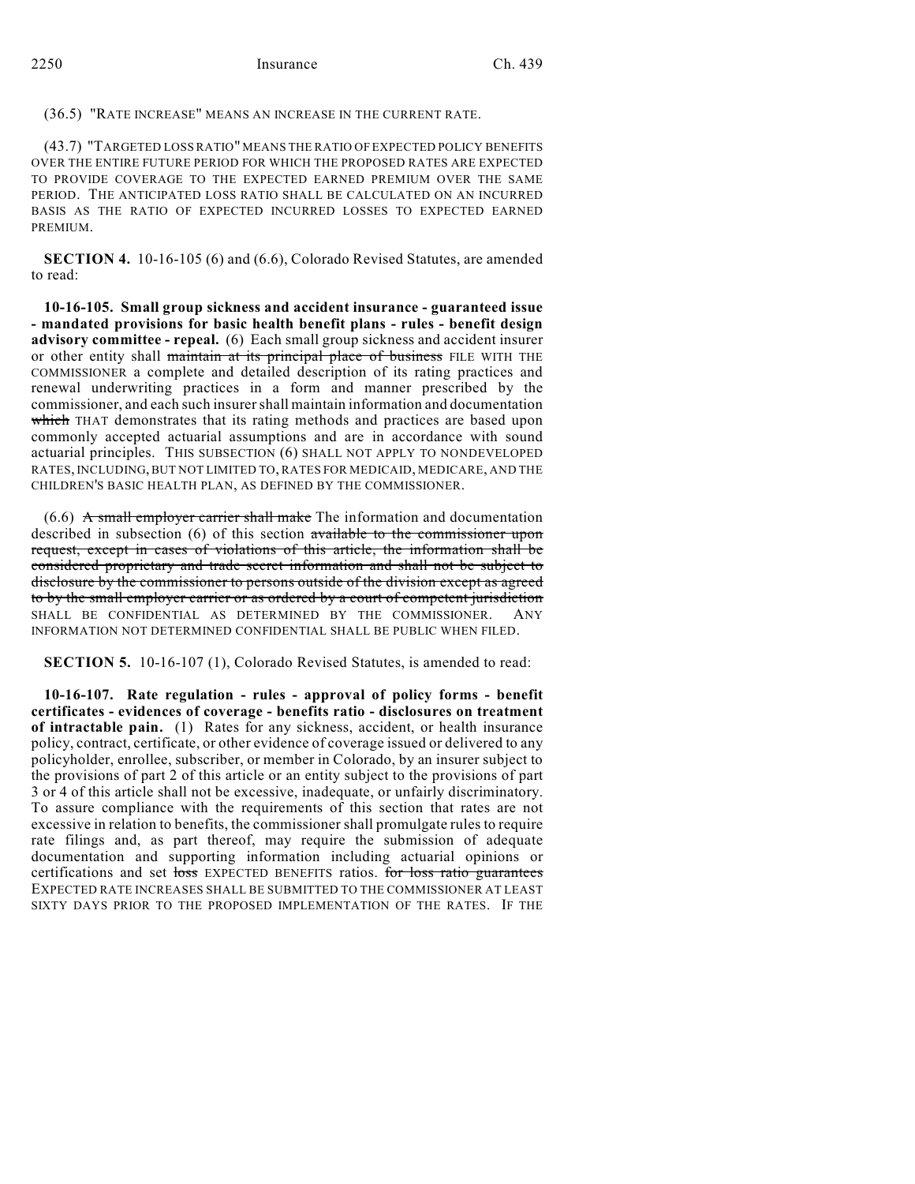(36.5) "RATE INCREASE" MEANS AN INCREASE IN THE CURRENT RATE.

(43.7) "TARGETED LOSS RATIO" MEANS THE RATIO OF EXPECTED POLICY BENEFITS OVER THE ENTIRE FUTURE PERIOD FOR WHICH THE PROPOSED RATES ARE EXPECTED TO PROVIDE COVERAGE TO THE EXPECTED EARNED PREMIUM OVER THE SAME PERIOD. THE ANTICIPATED LOSS RATIO SHALL BE CALCULATED ON AN INCURRED BASIS AS THE RATIO OF EXPECTED INCURRED LOSSES TO EXPECTED EARNED PREMIUM.

**SECTION 4.** 10-16-105 (6) and (6.6), Colorado Revised Statutes, are amended to read:

**10-16-105. Small group sickness and accident insurance - guaranteed issue - mandated provisions for basic health benefit plans - rules - benefit design advisory committee - repeal.** (6) Each small group sickness and accident insurer or other entity shall ~~maintain at its principal place of business~~ FILE WITH THE COMMISSIONER a complete and detailed description of its rating practices and renewal underwriting practices in a form and manner prescribed by the commissioner, and each such insurer shall maintain information and documentation ~~which~~ THAT demonstrates that its rating methods and practices are based upon commonly accepted actuarial assumptions and are in accordance with sound actuarial principles. THIS SUBSECTION (6) SHALL NOT APPLY TO NONDEVELOPED RATES, INCLUDING, BUT NOT LIMITED TO, RATES FOR MEDICAID, MEDICARE, AND THE CHILDREN'S BASIC HEALTH PLAN, AS DEFINED BY THE COMMISSIONER.

(6.6) ~~A small employer carrier shall make~~ The information and documentation described in subsection (6) of this section ~~available to the commissioner upon request, except in cases of violations of this article, the information shall be considered proprietary and trade secret information and shall not be subject to disclosure by the commissioner to persons outside of the division except as agreed to by the small employer carrier or as ordered by a court of competent jurisdiction~~ SHALL BE CONFIDENTIAL AS DETERMINED BY THE COMMISSIONER. ANY INFORMATION NOT DETERMINED CONFIDENTIAL SHALL BE PUBLIC WHEN FILED.

**SECTION 5.** 10-16-107 (1), Colorado Revised Statutes, is amended to read:

**10-16-107. Rate regulation - rules - approval of policy forms - benefit certificates - evidences of coverage - benefits ratio - disclosures on treatment of intractable pain.** (1) Rates for any sickness, accident, or health insurance policy, contract, certificate, or other evidence of coverage issued or delivered to any policyholder, enrollee, subscriber, or member in Colorado, by an insurer subject to the provisions of part 2 of this article or an entity subject to the provisions of part 3 or 4 of this article shall not be excessive, inadequate, or unfairly discriminatory. To assure compliance with the requirements of this section that rates are not excessive in relation to benefits, the commissioner shall promulgate rules to require rate filings and, as part thereof, may require the submission of adequate documentation and supporting information including actuarial opinions or certifications and set ~~loss~~ EXPECTED BENEFITS ratios. ~~for loss ratio guarantees~~ EXPECTED RATE INCREASES SHALL BE SUBMITTED TO THE COMMISSIONER AT LEAST SIXTY DAYS PRIOR TO THE PROPOSED IMPLEMENTATION OF THE RATES. IF THE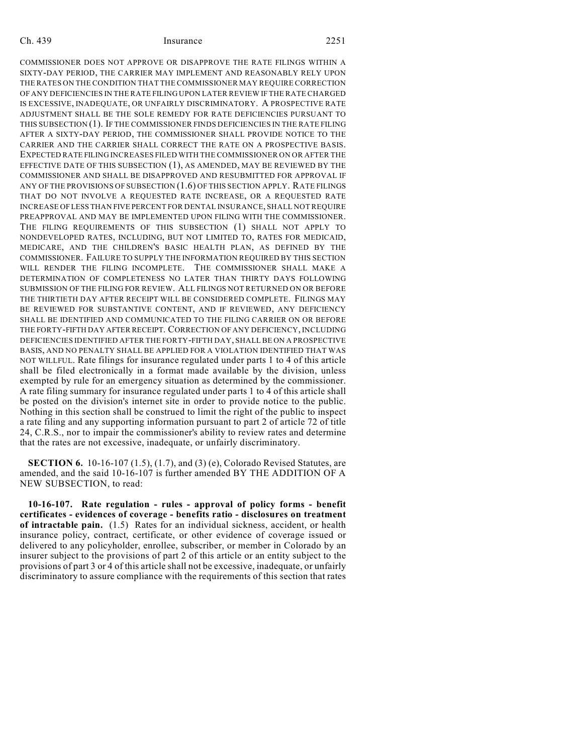COMMISSIONER DOES NOT APPROVE OR DISAPPROVE THE RATE FILINGS WITHIN A SIXTY-DAY PERIOD, THE CARRIER MAY IMPLEMENT AND REASONABLY RELY UPON THE RATES ON THE CONDITION THAT THE COMMISSIONER MAY REQUIRE CORRECTION OF ANY DEFICIENCIES IN THE RATE FILING UPON LATER REVIEW IF THE RATE CHARGED IS EXCESSIVE, INADEQUATE, OR UNFAIRLY DISCRIMINATORY. A PROSPECTIVE RATE ADJUSTMENT SHALL BE THE SOLE REMEDY FOR RATE DEFICIENCIES PURSUANT TO THIS SUBSECTION (1). IF THE COMMISSIONER FINDS DEFICIENCIES IN THE RATE FILING AFTER A SIXTY-DAY PERIOD, THE COMMISSIONER SHALL PROVIDE NOTICE TO THE CARRIER AND THE CARRIER SHALL CORRECT THE RATE ON A PROSPECTIVE BASIS. EXPECTED RATE FILING INCREASES FILED WITH THE COMMISSIONER ON OR AFTER THE EFFECTIVE DATE OF THIS SUBSECTION (1), AS AMENDED, MAY BE REVIEWED BY THE COMMISSIONER AND SHALL BE DISAPPROVED AND RESUBMITTED FOR APPROVAL IF ANY OF THE PROVISIONS OF SUBSECTION (1.6) OF THIS SECTION APPLY. RATE FILINGS THAT DO NOT INVOLVE A REQUESTED RATE INCREASE, OR A REQUESTED RATE INCREASE OF LESS THAN FIVE PERCENT FOR DENTAL INSURANCE, SHALL NOT REQUIRE PREAPPROVAL AND MAY BE IMPLEMENTED UPON FILING WITH THE COMMISSIONER. THE FILING REQUIREMENTS OF THIS SUBSECTION (1) SHALL NOT APPLY TO NONDEVELOPED RATES, INCLUDING, BUT NOT LIMITED TO, RATES FOR MEDICAID, MEDICARE, AND THE CHILDREN'S BASIC HEALTH PLAN, AS DEFINED BY THE COMMISSIONER. FAILURE TO SUPPLY THE INFORMATION REQUIRED BY THIS SECTION WILL RENDER THE FILING INCOMPLETE. THE COMMISSIONER SHALL MAKE A DETERMINATION OF COMPLETENESS NO LATER THAN THIRTY DAYS FOLLOWING SUBMISSION OF THE FILING FOR REVIEW. ALL FILINGS NOT RETURNED ON OR BEFORE THE THIRTIETH DAY AFTER RECEIPT WILL BE CONSIDERED COMPLETE. FILINGS MAY BE REVIEWED FOR SUBSTANTIVE CONTENT, AND IF REVIEWED, ANY DEFICIENCY SHALL BE IDENTIFIED AND COMMUNICATED TO THE FILING CARRIER ON OR BEFORE THE FORTY-FIFTH DAY AFTER RECEIPT. CORRECTION OF ANY DEFICIENCY, INCLUDING DEFICIENCIES IDENTIFIED AFTER THE FORTY-FIFTH DAY, SHALL BE ON A PROSPECTIVE BASIS, AND NO PENALTY SHALL BE APPLIED FOR A VIOLATION IDENTIFIED THAT WAS NOT WILLFUL. Rate filings for insurance regulated under parts 1 to 4 of this article shall be filed electronically in a format made available by the division, unless exempted by rule for an emergency situation as determined by the commissioner. A rate filing summary for insurance regulated under parts 1 to 4 of this article shall be posted on the division's internet site in order to provide notice to the public. Nothing in this section shall be construed to limit the right of the public to inspect a rate filing and any supporting information pursuant to part 2 of article 72 of title 24, C.R.S., nor to impair the commissioner's ability to review rates and determine that the rates are not excessive, inadequate, or unfairly discriminatory.

**SECTION 6.** 10-16-107 (1.5), (1.7), and (3) (e), Colorado Revised Statutes, are amended, and the said 10-16-107 is further amended BY THE ADDITION OF A NEW SUBSECTION, to read:

**10-16-107. Rate regulation - rules - approval of policy forms - benefit certificates - evidences of coverage - benefits ratio - disclosures on treatment of intractable pain.** (1.5) Rates for an individual sickness, accident, or health insurance policy, contract, certificate, or other evidence of coverage issued or delivered to any policyholder, enrollee, subscriber, or member in Colorado by an insurer subject to the provisions of part 2 of this article or an entity subject to the provisions of part 3 or 4 of this article shall not be excessive, inadequate, or unfairly discriminatory to assure compliance with the requirements of this section that rates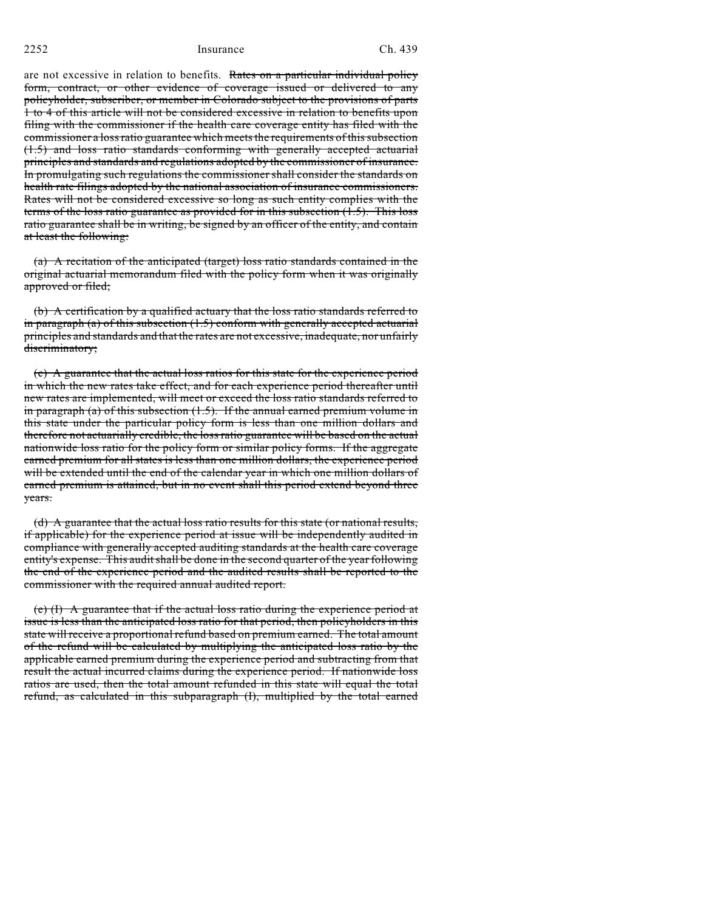are not excessive in relation to benefits. ~~Rates on a particular individual policy form, contract, or other evidence of coverage issued or delivered to any policyholder, subscriber, or member in Colorado subject to the provisions of parts 1 to 4 of this article will not be considered excessive in relation to benefits upon filing with the commissioner if the health care coverage entity has filed with the commissioner a loss ratio guarantee which meets the requirements of this subsection (1.5) and loss ratio standards conforming with generally accepted actuarial principles and standards and regulations adopted by the commissioner of insurance. In promulgating such regulations the commissioner shall consider the standards on health rate filings adopted by the national association of insurance commissioners. Rates will not be considered excessive so long as such entity complies with the terms of the loss ratio guarantee as provided for in this subsection (1.5). This loss ratio guarantee shall be in writing, be signed by an officer of the entity, and contain at least the following:~~

~~(a) A recitation of the anticipated (target) loss ratio standards contained in the original actuarial memorandum filed with the policy form when it was originally approved or filed;~~

~~(b) A certification by a qualified actuary that the loss ratio standards referred to in paragraph (a) of this subsection (1.5) conform with generally accepted actuarial principles and standards and that the rates are not excessive, inadequate, nor unfairly discriminatory;~~

~~(c) A guarantee that the actual loss ratios for this state for the experience period in which the new rates take effect, and for each experience period thereafter until new rates are implemented, will meet or exceed the loss ratio standards referred to in paragraph (a) of this subsection (1.5). If the annual earned premium volume in this state under the particular policy form is less than one million dollars and therefore not actuarially credible, the loss ratio guarantee will be based on the actual nationwide loss ratio for the policy form or similar policy forms. If the aggregate earned premium for all states is less than one million dollars, the experience period will be extended until the end of the calendar year in which one million dollars of earned premium is attained, but in no event shall this period extend beyond three years.~~

~~(d) A guarantee that the actual loss ratio results for this state (or national results, if applicable) for the experience period at issue will be independently audited in compliance with generally accepted auditing standards at the health care coverage entity's expense. This audit shall be done in the second quarter of the year following the end of the experience period and the audited results shall be reported to the commissioner with the required annual audited report.~~

~~(e) (I) A guarantee that if the actual loss ratio during the experience period at issue is less than the anticipated loss ratio for that period, then policyholders in this state will receive a proportional refund based on premium earned. The total amount of the refund will be calculated by multiplying the anticipated loss ratio by the applicable earned premium during the experience period and subtracting from that result the actual incurred claims during the experience period. If nationwide loss ratios are used, then the total amount refunded in this state will equal the total refund, as calculated in this subparagraph (I), multiplied by the total earned~~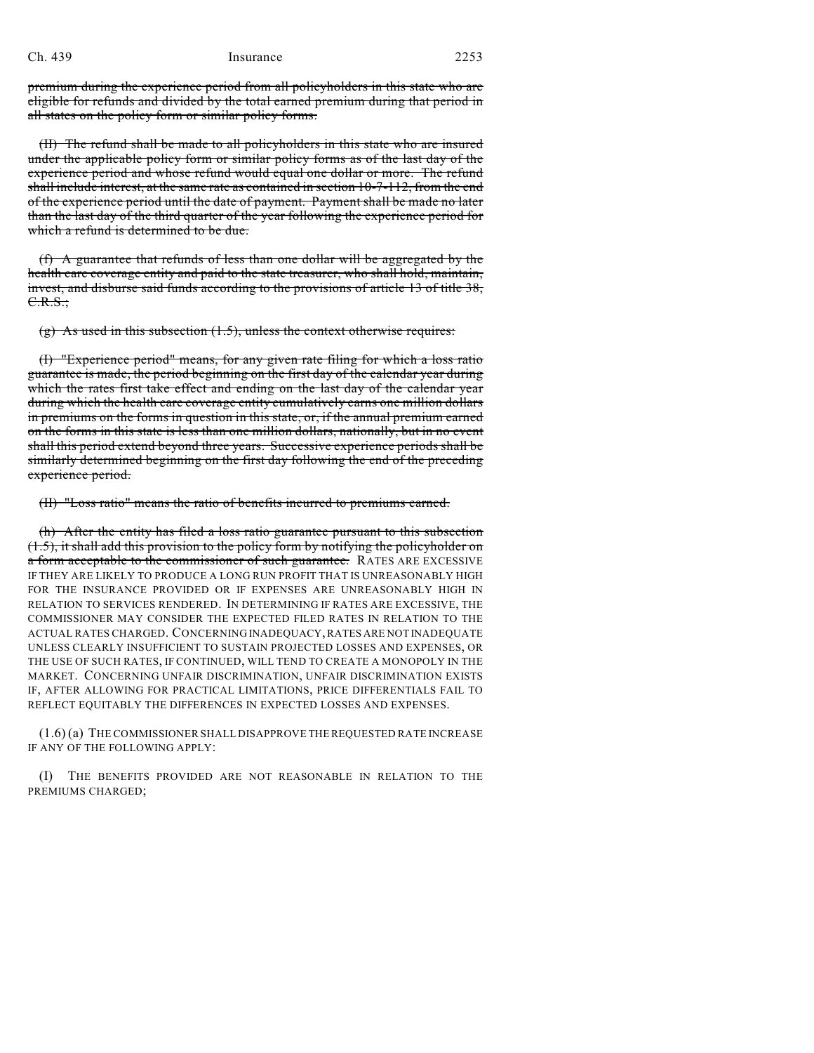~~premium during the experience period from all policyholders in this state who are eligible for refunds and divided by the total earned premium during that period in all states on the policy form or similar policy forms.~~

~~(II) The refund shall be made to all policyholders in this state who are insured under the applicable policy form or similar policy forms as of the last day of the experience period and whose refund would equal one dollar or more. The refund shall include interest, at the same rate as contained in section 10-7-112, from the end of the experience period until the date of payment. Payment shall be made no later than the last day of the third quarter of the year following the experience period for which a refund is determined to be due.~~

~~(f) A guarantee that refunds of less than one dollar will be aggregated by the health care coverage entity and paid to the state treasurer, who shall hold, maintain, invest, and disburse said funds according to the provisions of article 13 of title 38, C.R.S.;~~

~~(g) As used in this subsection (1.5), unless the context otherwise requires:~~

~~(I) "Experience period" means, for any given rate filing for which a loss ratio guarantee is made, the period beginning on the first day of the calendar year during which the rates first take effect and ending on the last day of the calendar year during which the health care coverage entity cumulatively earns one million dollars in premiums on the forms in question in this state, or, if the annual premium earned on the forms in this state is less than one million dollars, nationally, but in no event shall this period extend beyond three years. Successive experience periods shall be similarly determined beginning on the first day following the end of the preceding experience period.~~

~~(II) "Loss ratio" means the ratio of benefits incurred to premiums earned.~~

~~(h) After the entity has filed a loss ratio guarantee pursuant to this subsection (1.5), it shall add this provision to the policy form by notifying the policyholder on a form acceptable to the commissioner of such guarantee.~~ RATES ARE EXCESSIVE IF THEY ARE LIKELY TO PRODUCE A LONG RUN PROFIT THAT IS UNREASONABLY HIGH FOR THE INSURANCE PROVIDED OR IF EXPENSES ARE UNREASONABLY HIGH IN RELATION TO SERVICES RENDERED. IN DETERMINING IF RATES ARE EXCESSIVE, THE COMMISSIONER MAY CONSIDER THE EXPECTED FILED RATES IN RELATION TO THE ACTUAL RATES CHARGED. CONCERNING INADEQUACY, RATES ARE NOT INADEQUATE UNLESS CLEARLY INSUFFICIENT TO SUSTAIN PROJECTED LOSSES AND EXPENSES, OR THE USE OF SUCH RATES, IF CONTINUED, WILL TEND TO CREATE A MONOPOLY IN THE MARKET. CONCERNING UNFAIR DISCRIMINATION, UNFAIR DISCRIMINATION EXISTS IF, AFTER ALLOWING FOR PRACTICAL LIMITATIONS, PRICE DIFFERENTIALS FAIL TO REFLECT EQUITABLY THE DIFFERENCES IN EXPECTED LOSSES AND EXPENSES.

(1.6) (a) THE COMMISSIONER SHALL DISAPPROVE THE REQUESTED RATE INCREASE IF ANY OF THE FOLLOWING APPLY:

(I) THE BENEFITS PROVIDED ARE NOT REASONABLE IN RELATION TO THE PREMIUMS CHARGED;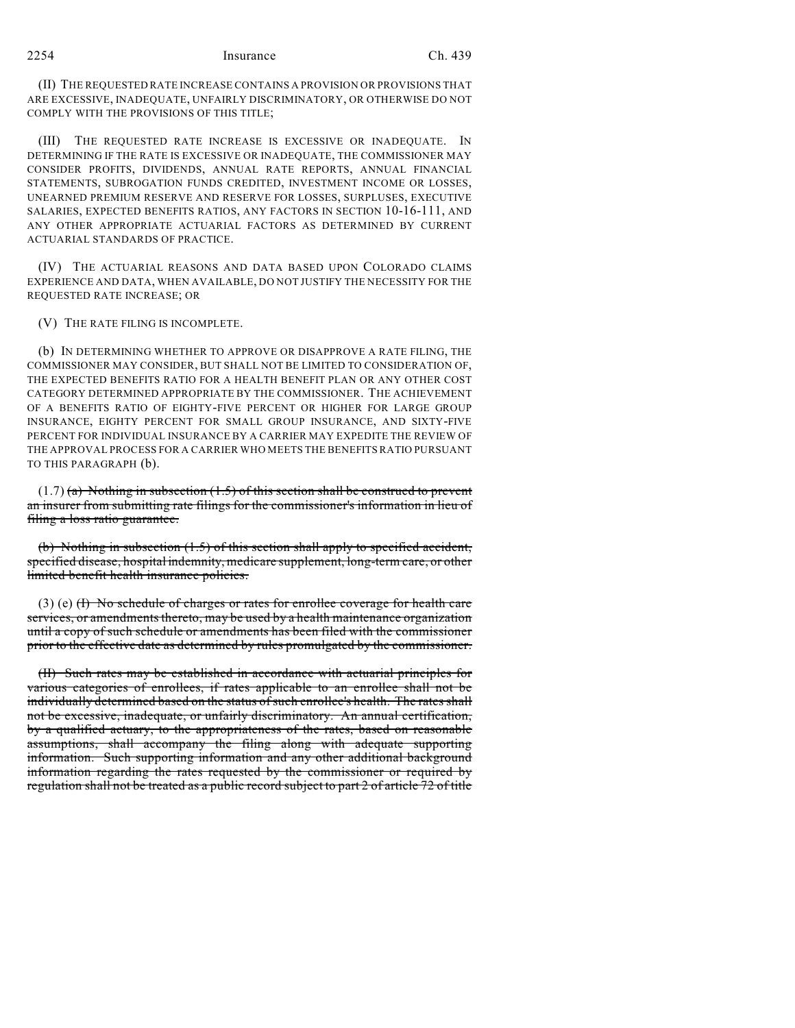(II) THE REQUESTED RATE INCREASE CONTAINS A PROVISION OR PROVISIONS THAT ARE EXCESSIVE, INADEQUATE, UNFAIRLY DISCRIMINATORY, OR OTHERWISE DO NOT COMPLY WITH THE PROVISIONS OF THIS TITLE;

(III) THE REQUESTED RATE INCREASE IS EXCESSIVE OR INADEQUATE. IN DETERMINING IF THE RATE IS EXCESSIVE OR INADEQUATE, THE COMMISSIONER MAY CONSIDER PROFITS, DIVIDENDS, ANNUAL RATE REPORTS, ANNUAL FINANCIAL STATEMENTS, SUBROGATION FUNDS CREDITED, INVESTMENT INCOME OR LOSSES, UNEARNED PREMIUM RESERVE AND RESERVE FOR LOSSES, SURPLUSES, EXECUTIVE SALARIES, EXPECTED BENEFITS RATIOS, ANY FACTORS IN SECTION 10-16-111, AND ANY OTHER APPROPRIATE ACTUARIAL FACTORS AS DETERMINED BY CURRENT ACTUARIAL STANDARDS OF PRACTICE.

(IV) THE ACTUARIAL REASONS AND DATA BASED UPON COLORADO CLAIMS EXPERIENCE AND DATA, WHEN AVAILABLE, DO NOT JUSTIFY THE NECESSITY FOR THE REQUESTED RATE INCREASE; OR

(V) THE RATE FILING IS INCOMPLETE.

(b) IN DETERMINING WHETHER TO APPROVE OR DISAPPROVE A RATE FILING, THE COMMISSIONER MAY CONSIDER, BUT SHALL NOT BE LIMITED TO CONSIDERATION OF, THE EXPECTED BENEFITS RATIO FOR A HEALTH BENEFIT PLAN OR ANY OTHER COST CATEGORY DETERMINED APPROPRIATE BY THE COMMISSIONER. THE ACHIEVEMENT OF A BENEFITS RATIO OF EIGHTY-FIVE PERCENT OR HIGHER FOR LARGE GROUP INSURANCE, EIGHTY PERCENT FOR SMALL GROUP INSURANCE, AND SIXTY-FIVE PERCENT FOR INDIVIDUAL INSURANCE BY A CARRIER MAY EXPEDITE THE REVIEW OF THE APPROVAL PROCESS FOR A CARRIER WHO MEETS THE BENEFITS RATIO PURSUANT TO THIS PARAGRAPH (b).

(1.7) ~~(a) Nothing in subsection (1.5) of this section shall be construed to prevent an insurer from submitting rate filings for the commissioner's information in lieu of filing a loss ratio guarantee.~~

~~(b) Nothing in subsection (1.5) of this section shall apply to specified accident, specified disease, hospital indemnity, medicare supplement, long-term care, or other limited benefit health insurance policies.~~

(3) (e) ~~(I) No schedule of charges or rates for enrollee coverage for health care services, or amendments thereto, may be used by a health maintenance organization until a copy of such schedule or amendments has been filed with the commissioner prior to the effective date as determined by rules promulgated by the commissioner.~~

~~(II) Such rates may be established in accordance with actuarial principles for various categories of enrollees, if rates applicable to an enrollee shall not be individually determined based on the status of such enrollee's health. The rates shall not be excessive, inadequate, or unfairly discriminatory. An annual certification, by a qualified actuary, to the appropriateness of the rates, based on reasonable assumptions, shall accompany the filing along with adequate supporting information. Such supporting information and any other additional background information regarding the rates requested by the commissioner or required by regulation shall not be treated as a public record subject to part 2 of article 72 of title~~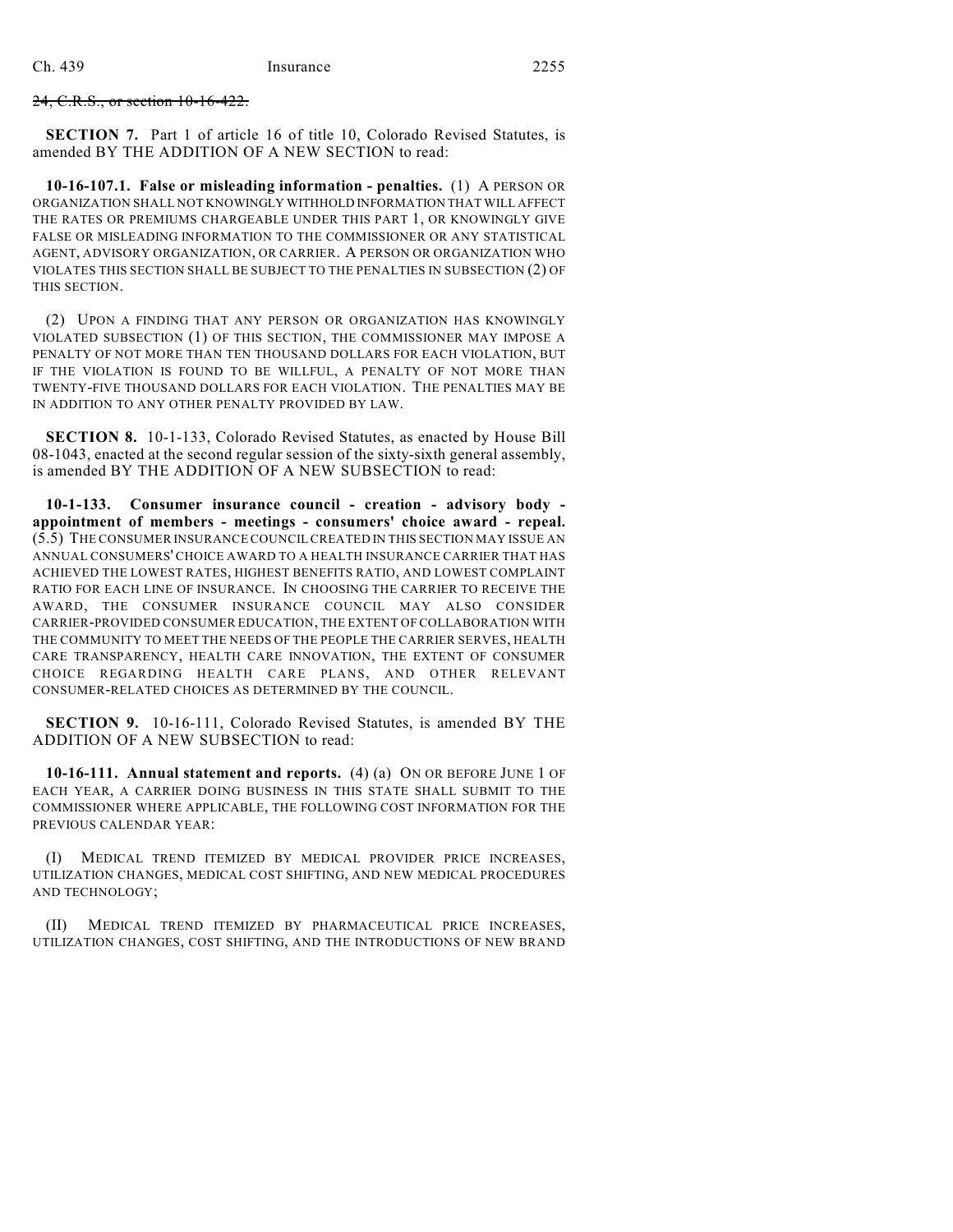~~24, C.R.S., or section 10-16-422.~~

**SECTION 7.** Part 1 of article 16 of title 10, Colorado Revised Statutes, is amended BY THE ADDITION OF A NEW SECTION to read:

**10-16-107.1. False or misleading information - penalties.** (1) A PERSON OR ORGANIZATION SHALL NOT KNOWINGLY WITHHOLD INFORMATION THAT WILL AFFECT THE RATES OR PREMIUMS CHARGEABLE UNDER THIS PART 1, OR KNOWINGLY GIVE FALSE OR MISLEADING INFORMATION TO THE COMMISSIONER OR ANY STATISTICAL AGENT, ADVISORY ORGANIZATION, OR CARRIER. A PERSON OR ORGANIZATION WHO VIOLATES THIS SECTION SHALL BE SUBJECT TO THE PENALTIES IN SUBSECTION (2) OF THIS SECTION.

(2) UPON A FINDING THAT ANY PERSON OR ORGANIZATION HAS KNOWINGLY VIOLATED SUBSECTION (1) OF THIS SECTION, THE COMMISSIONER MAY IMPOSE A PENALTY OF NOT MORE THAN TEN THOUSAND DOLLARS FOR EACH VIOLATION, BUT IF THE VIOLATION IS FOUND TO BE WILLFUL, A PENALTY OF NOT MORE THAN TWENTY-FIVE THOUSAND DOLLARS FOR EACH VIOLATION. THE PENALTIES MAY BE IN ADDITION TO ANY OTHER PENALTY PROVIDED BY LAW.

**SECTION 8.** 10-1-133, Colorado Revised Statutes, as enacted by House Bill 08-1043, enacted at the second regular session of the sixty-sixth general assembly, is amended BY THE ADDITION OF A NEW SUBSECTION to read:

**10-1-133. Consumer insurance council - creation - advisory body - appointment of members - meetings - consumers' choice award - repeal.** (5.5) THE CONSUMER INSURANCE COUNCIL CREATED IN THIS SECTION MAY ISSUE AN ANNUAL CONSUMERS' CHOICE AWARD TO A HEALTH INSURANCE CARRIER THAT HAS ACHIEVED THE LOWEST RATES, HIGHEST BENEFITS RATIO, AND LOWEST COMPLAINT RATIO FOR EACH LINE OF INSURANCE. IN CHOOSING THE CARRIER TO RECEIVE THE AWARD, THE CONSUMER INSURANCE COUNCIL MAY ALSO CONSIDER CARRIER-PROVIDED CONSUMER EDUCATION, THE EXTENT OF COLLABORATION WITH THE COMMUNITY TO MEET THE NEEDS OF THE PEOPLE THE CARRIER SERVES, HEALTH CARE TRANSPARENCY, HEALTH CARE INNOVATION, THE EXTENT OF CONSUMER CHOICE REGARDING HEALTH CARE PLANS, AND OTHER RELEVANT CONSUMER-RELATED CHOICES AS DETERMINED BY THE COUNCIL.

**SECTION 9.** 10-16-111, Colorado Revised Statutes, is amended BY THE ADDITION OF A NEW SUBSECTION to read:

**10-16-111. Annual statement and reports.** (4) (a) ON OR BEFORE JUNE 1 OF EACH YEAR, A CARRIER DOING BUSINESS IN THIS STATE SHALL SUBMIT TO THE COMMISSIONER WHERE APPLICABLE, THE FOLLOWING COST INFORMATION FOR THE PREVIOUS CALENDAR YEAR:

(I) MEDICAL TREND ITEMIZED BY MEDICAL PROVIDER PRICE INCREASES, UTILIZATION CHANGES, MEDICAL COST SHIFTING, AND NEW MEDICAL PROCEDURES AND TECHNOLOGY;

(II) MEDICAL TREND ITEMIZED BY PHARMACEUTICAL PRICE INCREASES, UTILIZATION CHANGES, COST SHIFTING, AND THE INTRODUCTIONS OF NEW BRAND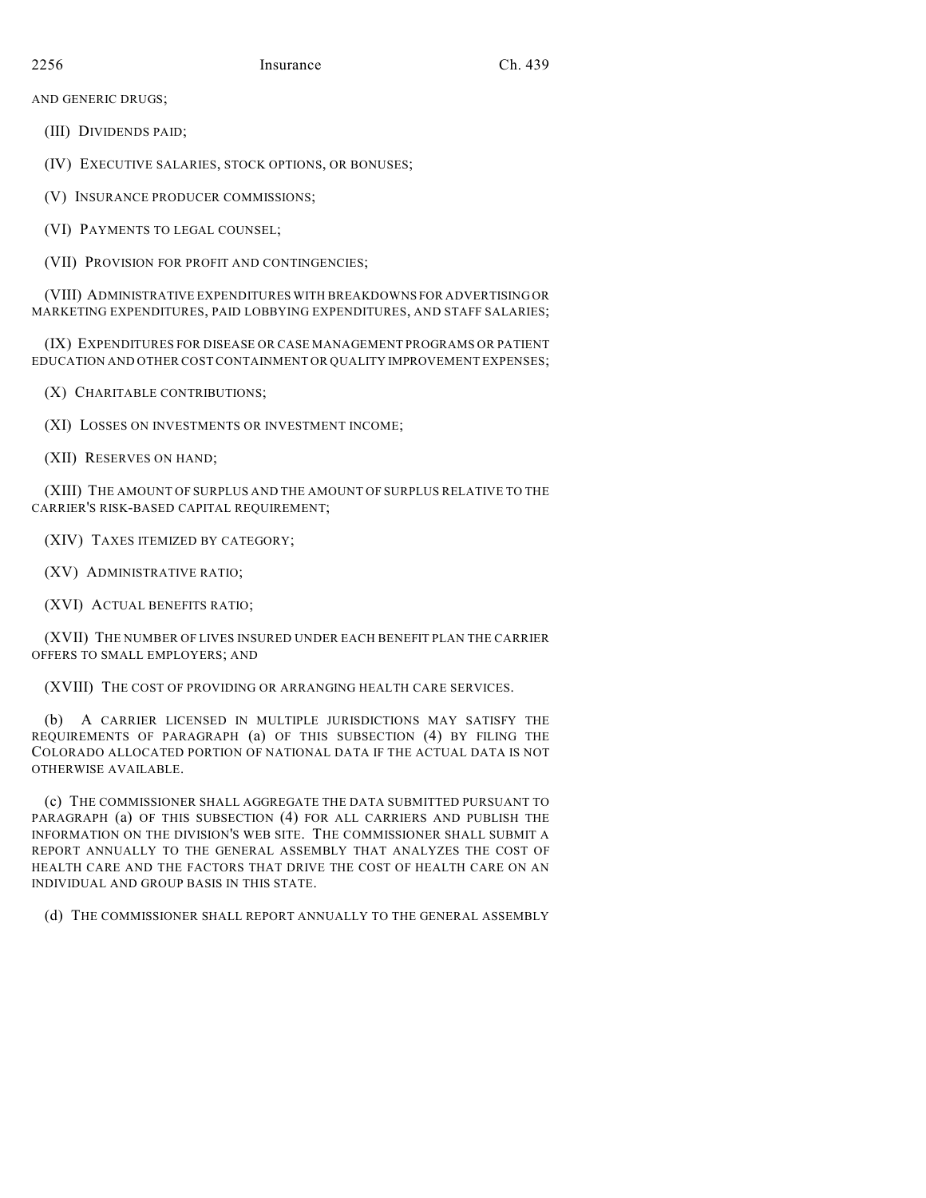AND GENERIC DRUGS;

(III) DIVIDENDS PAID;

(IV) EXECUTIVE SALARIES, STOCK OPTIONS, OR BONUSES;

(V) INSURANCE PRODUCER COMMISSIONS;

(VI) PAYMENTS TO LEGAL COUNSEL;

(VII) PROVISION FOR PROFIT AND CONTINGENCIES;

(VIII) ADMINISTRATIVE EXPENDITURES WITH BREAKDOWNS FOR ADVERTISING OR MARKETING EXPENDITURES, PAID LOBBYING EXPENDITURES, AND STAFF SALARIES;

(IX) EXPENDITURES FOR DISEASE OR CASE MANAGEMENT PROGRAMS OR PATIENT EDUCATION AND OTHER COST CONTAINMENT OR QUALITY IMPROVEMENT EXPENSES;

(X) CHARITABLE CONTRIBUTIONS;

(XI) LOSSES ON INVESTMENTS OR INVESTMENT INCOME;

(XII) RESERVES ON HAND;

(XIII) THE AMOUNT OF SURPLUS AND THE AMOUNT OF SURPLUS RELATIVE TO THE CARRIER'S RISK-BASED CAPITAL REQUIREMENT;

(XIV) TAXES ITEMIZED BY CATEGORY;

(XV) ADMINISTRATIVE RATIO;

(XVI) ACTUAL BENEFITS RATIO;

(XVII) THE NUMBER OF LIVES INSURED UNDER EACH BENEFIT PLAN THE CARRIER OFFERS TO SMALL EMPLOYERS; AND

(XVIII) THE COST OF PROVIDING OR ARRANGING HEALTH CARE SERVICES.

(b) A CARRIER LICENSED IN MULTIPLE JURISDICTIONS MAY SATISFY THE REQUIREMENTS OF PARAGRAPH (a) OF THIS SUBSECTION (4) BY FILING THE COLORADO ALLOCATED PORTION OF NATIONAL DATA IF THE ACTUAL DATA IS NOT OTHERWISE AVAILABLE.

(c) THE COMMISSIONER SHALL AGGREGATE THE DATA SUBMITTED PURSUANT TO PARAGRAPH (a) OF THIS SUBSECTION (4) FOR ALL CARRIERS AND PUBLISH THE INFORMATION ON THE DIVISION'S WEB SITE. THE COMMISSIONER SHALL SUBMIT A REPORT ANNUALLY TO THE GENERAL ASSEMBLY THAT ANALYZES THE COST OF HEALTH CARE AND THE FACTORS THAT DRIVE THE COST OF HEALTH CARE ON AN INDIVIDUAL AND GROUP BASIS IN THIS STATE.

(d) THE COMMISSIONER SHALL REPORT ANNUALLY TO THE GENERAL ASSEMBLY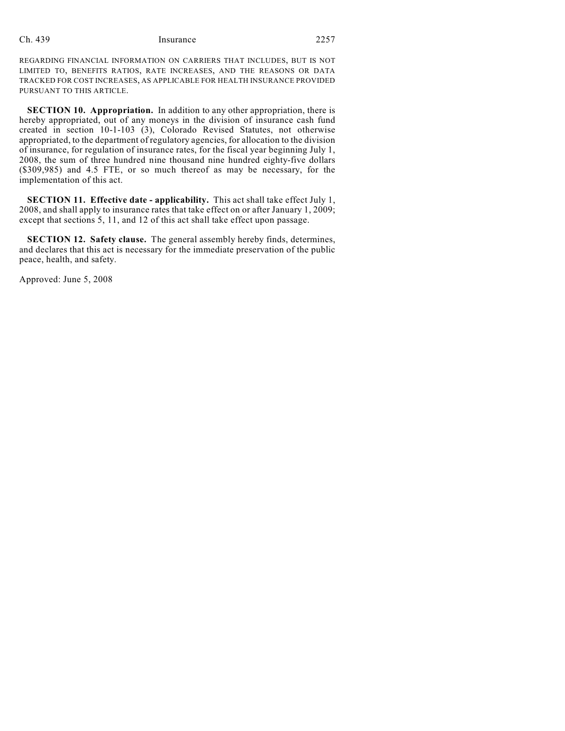REGARDING FINANCIAL INFORMATION ON CARRIERS THAT INCLUDES, BUT IS NOT LIMITED TO, BENEFITS RATIOS, RATE INCREASES, AND THE REASONS OR DATA TRACKED FOR COST INCREASES, AS APPLICABLE FOR HEALTH INSURANCE PROVIDED PURSUANT TO THIS ARTICLE.

**SECTION 10. Appropriation.** In addition to any other appropriation, there is hereby appropriated, out of any moneys in the division of insurance cash fund created in section 10-1-103 (3), Colorado Revised Statutes, not otherwise appropriated, to the department of regulatory agencies, for allocation to the division of insurance, for regulation of insurance rates, for the fiscal year beginning July 1, 2008, the sum of three hundred nine thousand nine hundred eighty-five dollars ($309,985) and 4.5 FTE, or so much thereof as may be necessary, for the implementation of this act.

**SECTION 11. Effective date - applicability.** This act shall take effect July 1, 2008, and shall apply to insurance rates that take effect on or after January 1, 2009; except that sections 5, 11, and 12 of this act shall take effect upon passage.

**SECTION 12. Safety clause.** The general assembly hereby finds, determines, and declares that this act is necessary for the immediate preservation of the public peace, health, and safety.

Approved: June 5, 2008